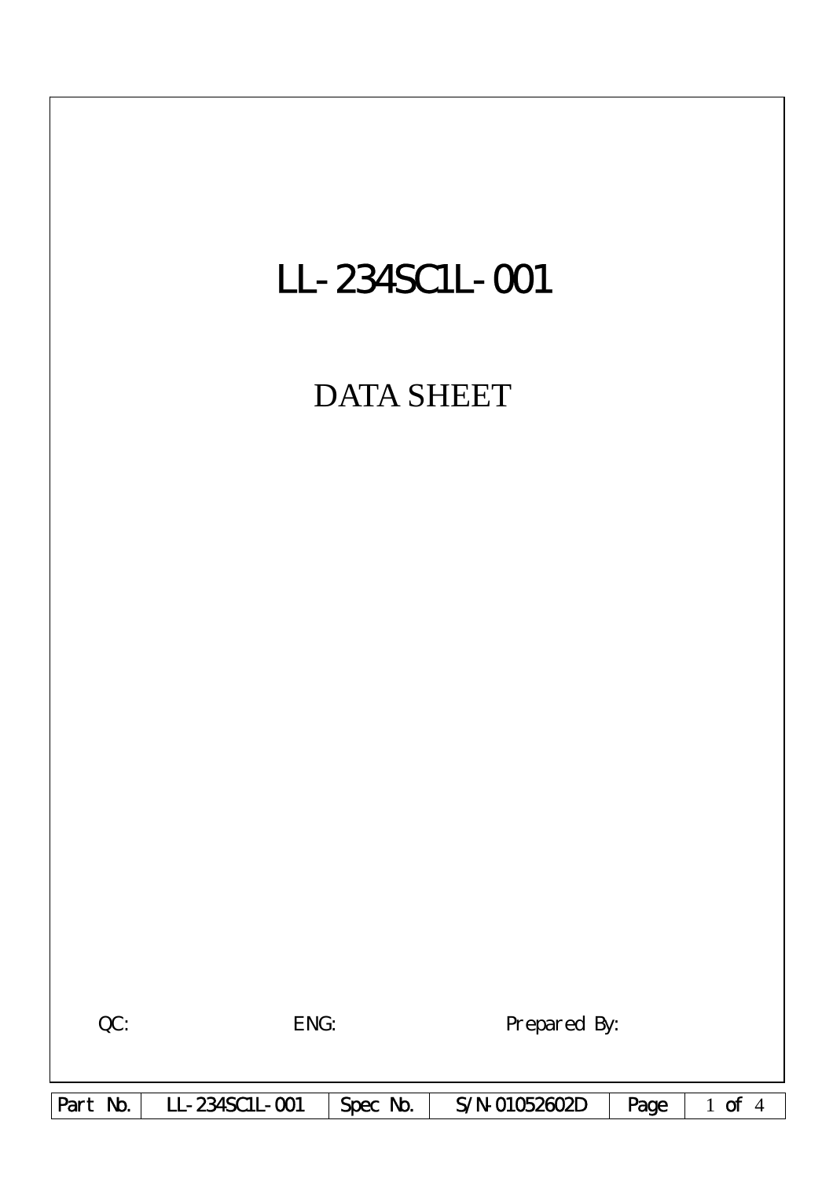# LL-234SC1L-001

## DATA SHEET

QC: ENG: Prepared By:

| Part No. | LL-234SC1L-001 | Spec No. | S/N-01052602D | Page | 1 of 4 |
|---|---|---|---|---|---|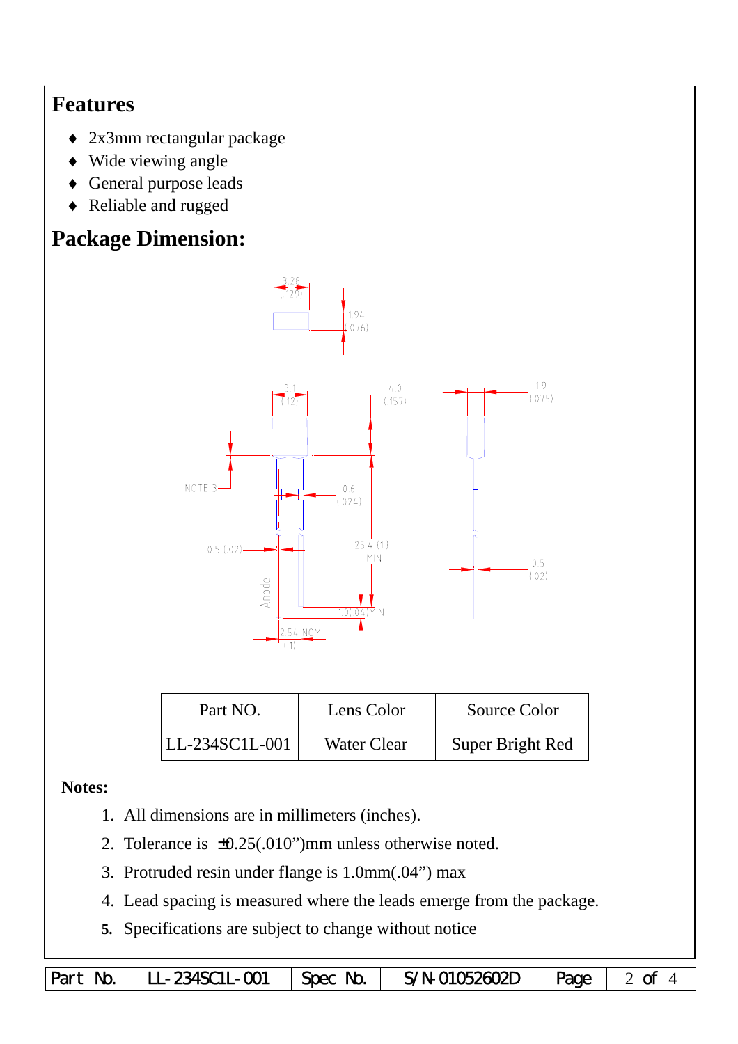## Features

- 2x3mm rectangular package
- Wide viewing angle
- General purpose leads
- Reliable and rugged

## Package Dimension:

| Part NO. | Lens Color | Source Color |
|---|---|---|
| LL-234SC1L-001 | Water Clear | Super Bright Red |

**Notes:**

1. All dimensions are in millimeters (inches).
2. Tolerance is ±0.25(.010")mm unless otherwise noted.
3. Protruded resin under flange is 1.0mm(.04") max
4. Lead spacing is measured where the leads emerge from the package.
5. Specifications are subject to change without notice

| Part No. | LL-234SC1L-001 | Spec No. | S/N-01052602D | Page | 2 of 4 |
|---|---|---|---|---|---|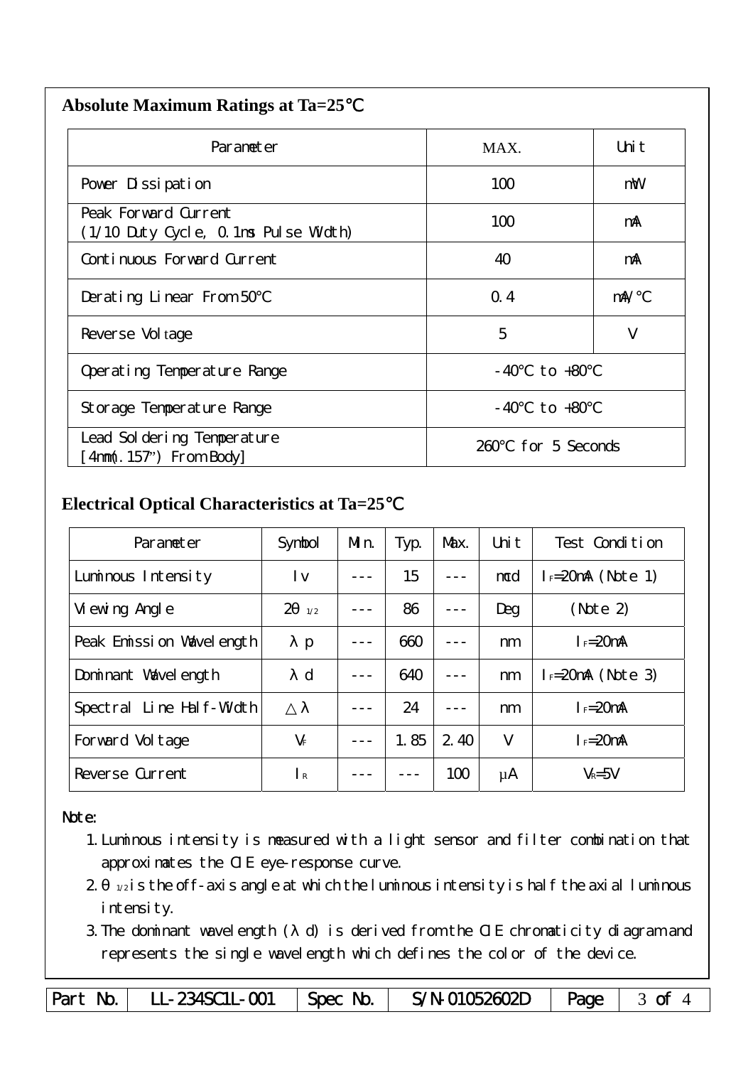## Absolute Maximum Ratings at Ta=25℃

| Parameter | MAX. | Unit |
|---|---|---|
| Power Dissipation | 100 | mW |
| Peak Forward Current (1/10 Duty Cycle, 0.1ms Pulse Width) | 100 | mA |
| Continuous Forward Current | 40 | mA |
| Derating Linear From 50℃ | 0.4 | mA/℃ |
| Reverse Voltage | 5 | V |
| Operating Temperature Range | -40℃ to +80℃ | |
| Storage Temperature Range | -40℃ to +80℃ | |
| Lead Soldering Temperature [4mm(.157") From Body] | 260℃ for 5 Seconds | |

## Electrical Optical Characteristics at Ta=25℃

| Parameter | Symbol | Min. | Typ. | Max. | Unit | Test Condition |
|---|---|---|---|---|---|---|
| Luminous Intensity | Iv | --- | 15 | --- | mcd | $I_F$=20mA (Note 1) |
| Viewing Angle | $2\theta_{1/2}$ | --- | 86 | --- | Deg | (Note 2) |
| Peak Emission Wavelength | λp | --- | 660 | --- | nm | $I_F$=20mA |
| Dominant Wavelength | λd | --- | 640 | --- | nm | $I_F$=20mA (Note 3) |
| Spectral Line Half-Width | △λ | --- | 24 | --- | nm | $I_F$=20mA |
| Forward Voltage | $V_F$ | --- | 1.85 | 2.40 | V | $I_F$=20mA |
| Reverse Current | $I_R$ | --- | --- | 100 | μA | $V_R$=5V |

Note:

1. Luminous intensity is measured with a light sensor and filter combination that approximates the CIE eye-response curve.
2. $\theta_{1/2}$ is the off-axis angle at which the luminous intensity is half the axial luminous intensity.
3. The dominant wavelength (λd) is derived from the CIE chromaticity diagram and represents the single wavelength which defines the color of the device.

| Part No. | LL-234SC1L-001 | Spec No. | S/N-01052602D | Page | 3 of 4 |
|---|---|---|---|---|---|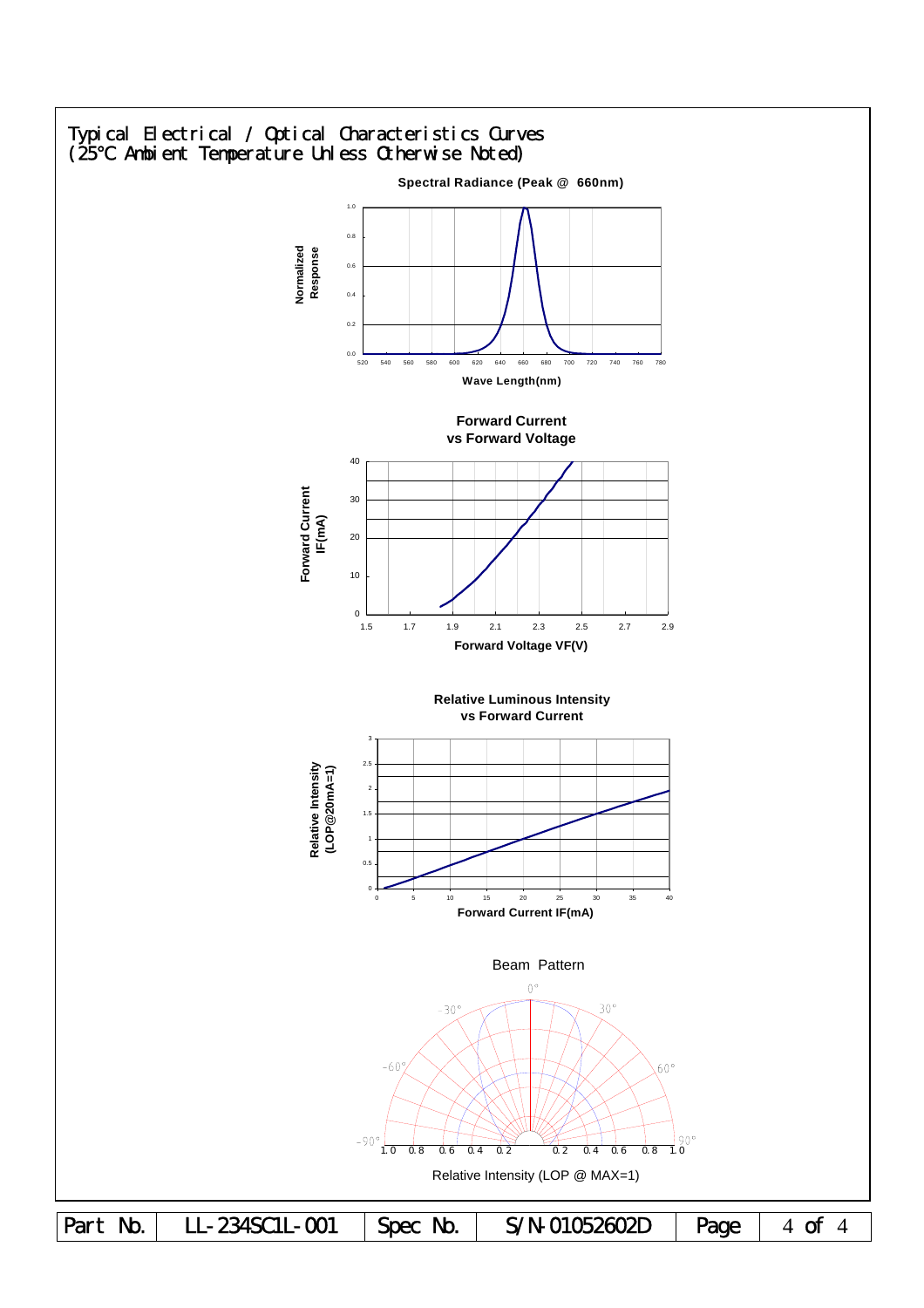# Typical Electrical / Optical Characteristics Curves
## (25°C Ambient Temperature Unless Otherwise Noted)

**Spectral Radiance (Peak @ 660nm)**

Normalized Response

1.0
0.8
0.6
0.4
0.2
0.0

520 540 560 580 600 620 640 660 680 700 720 740 760 780

Wave Length(nm)

**Forward Current vs Forward Voltage**

Forward Current IF(mA)

40
30
20
10
0

1.5 1.7 1.9 2.1 2.3 2.5 2.7 2.9

Forward Voltage VF(V)

**Relative Luminous Intensity vs Forward Current**

Relative Intensity (LOP@20mA=1)

3
2.5
2
1.5
1
0.5
0

0 5 10 15 20 25 30 35 40

Forward Current IF(mA)

Beam Pattern

0°
-30° 30°
-60° 60°
-90° 90°

1.0 0.8 0.6 0.4 0.2 0.2 0.4 0.6 0.8 1.0

Relative Intensity (LOP @ MAX=1)

| Part No. | LL-234SC1L-001 | Spec No. | S/N-01052602D |
|---|---|---|---|